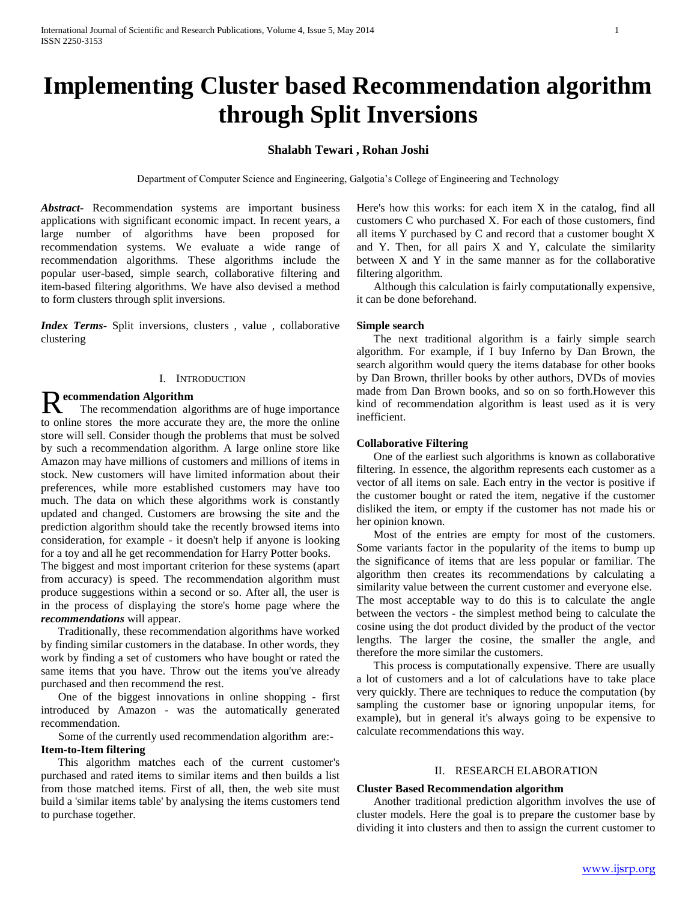# Implementing Cluster based Recommendation algorithm through Split Inversions

**Shalabh Tewari , Rohan Joshi**

Department of Computer Science and Engineering, Galgotia's College of Engineering and Technology

***Abstract***- Recommendation systems are important business applications with significant economic impact. In recent years, a large number of algorithms have been proposed for recommendation systems. We evaluate a wide range of recommendation algorithms. These algorithms include the popular user-based, simple search, collaborative filtering and item-based filtering algorithms. We have also devised a method to form clusters through split inversions.

***Index Terms***- Split inversions, clusters , value , collaborative clustering

## I. Introduction

**Recommendation Algorithm**

The recommendation algorithms are of huge importance to online stores the more accurate they are, the more the online store will sell. Consider though the problems that must be solved by such a recommendation algorithm. A large online store like Amazon may have millions of customers and millions of items in stock. New customers will have limited information about their preferences, while more established customers may have too much. The data on which these algorithms work is constantly updated and changed. Customers are browsing the site and the prediction algorithm should take the recently browsed items into consideration, for example - it doesn't help if anyone is looking for a toy and all he get recommendation for Harry Potter books.

The biggest and most important criterion for these systems (apart from accuracy) is speed. The recommendation algorithm must produce suggestions within a second or so. After all, the user is in the process of displaying the store's home page where the ***recommendations*** will appear.

Traditionally, these recommendation algorithms have worked by finding similar customers in the database. In other words, they work by finding a set of customers who have bought or rated the same items that you have. Throw out the items you've already purchased and then recommend the rest.

One of the biggest innovations in online shopping - first introduced by Amazon - was the automatically generated recommendation.

Some of the currently used recommendation algorithm are:-

**Item-to-Item filtering**

This algorithm matches each of the current customer's purchased and rated items to similar items and then builds a list from those matched items. First of all, then, the web site must build a 'similar items table' by analysing the items customers tend to purchase together.

Here's how this works: for each item X in the catalog, find all customers C who purchased X. For each of those customers, find all items Y purchased by C and record that a customer bought X and Y. Then, for all pairs X and Y, calculate the similarity between X and Y in the same manner as for the collaborative filtering algorithm.

Although this calculation is fairly computationally expensive, it can be done beforehand.

**Simple search**

The next traditional algorithm is a fairly simple search algorithm. For example, if I buy Inferno by Dan Brown, the search algorithm would query the items database for other books by Dan Brown, thriller books by other authors, DVDs of movies made from Dan Brown books, and so on so forth.However this kind of recommendation algorithm is least used as it is very inefficient.

**Collaborative Filtering**

One of the earliest such algorithms is known as collaborative filtering. In essence, the algorithm represents each customer as a vector of all items on sale. Each entry in the vector is positive if the customer bought or rated the item, negative if the customer disliked the item, or empty if the customer has not made his or her opinion known.

Most of the entries are empty for most of the customers. Some variants factor in the popularity of the items to bump up the significance of items that are less popular or familiar. The algorithm then creates its recommendations by calculating a similarity value between the current customer and everyone else.

The most acceptable way to do this is to calculate the angle between the vectors - the simplest method being to calculate the cosine using the dot product divided by the product of the vector lengths. The larger the cosine, the smaller the angle, and therefore the more similar the customers.

This process is computationally expensive. There are usually a lot of customers and a lot of calculations have to take place very quickly. There are techniques to reduce the computation (by sampling the customer base or ignoring unpopular items, for example), but in general it's always going to be expensive to calculate recommendations this way.

## II. Research Elaboration

**Cluster Based Recommendation algorithm**

Another traditional prediction algorithm involves the use of cluster models. Here the goal is to prepare the customer base by dividing it into clusters and then to assign the current customer to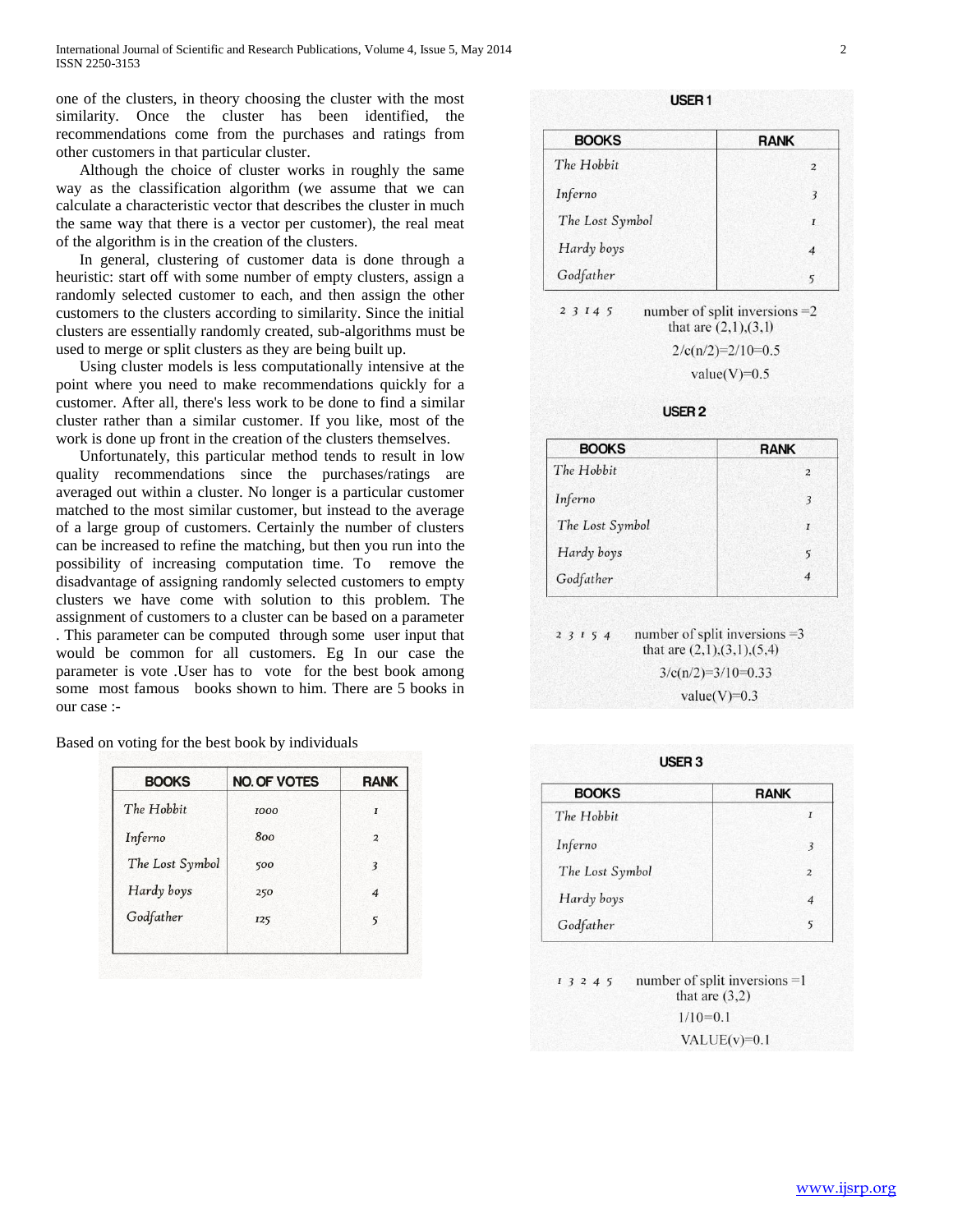one of the clusters, in theory choosing the cluster with the most similarity. Once the cluster has been identified, the recommendations come from the purchases and ratings from other customers in that particular cluster.

Although the choice of cluster works in roughly the same way as the classification algorithm (we assume that we can calculate a characteristic vector that describes the cluster in much the same way that there is a vector per customer), the real meat of the algorithm is in the creation of the clusters.

In general, clustering of customer data is done through a heuristic: start off with some number of empty clusters, assign a randomly selected customer to each, and then assign the other customers to the clusters according to similarity. Since the initial clusters are essentially randomly created, sub-algorithms must be used to merge or split clusters as they are being built up.

Using cluster models is less computationally intensive at the point where you need to make recommendations quickly for a customer. After all, there's less work to be done to find a similar cluster rather than a similar customer. If you like, most of the work is done up front in the creation of the clusters themselves.

Unfortunately, this particular method tends to result in low quality recommendations since the purchases/ratings are averaged out within a cluster. No longer is a particular customer matched to the most similar customer, but instead to the average of a large group of customers. Certainly the number of clusters can be increased to refine the matching, but then you run into the possibility of increasing computation time. To remove the disadvantage of assigning randomly selected customers to empty clusters we have come with solution to this problem. The assignment of customers to a cluster can be based on a parameter . This parameter can be computed through some user input that would be common for all customers. Eg In our case the parameter is vote .User has to vote for the best book among some most famous books shown to him. There are 5 books in our case :-

Based on voting for the best book by individuals

| BOOKS | NO. OF VOTES | RANK |
|---|---|---|
| *The Hobbit* | 1000 | 1 |
| *Inferno* | 800 | 2 |
| *The Lost Symbol* | 500 | 3 |
| *Hardy boys* | 250 | 4 |
| *Godfather* | 125 | 5 |

**USER 1**

| BOOKS | RANK |
|---|---|
| *The Hobbit* | 2 |
| *Inferno* | 3 |
| *The Lost Symbol* | 1 |
| *Hardy boys* | 4 |
| *Godfather* | 5 |

2 3 1 4 5 number of split inversions =2 that are (2,1),(3,1)

2/c(n/2)=2/10=0.5

value(V)=0.5

**USER 2**

| BOOKS | RANK |
|---|---|
| *The Hobbit* | 2 |
| *Inferno* | 3 |
| *The Lost Symbol* | 1 |
| *Hardy boys* | 5 |
| *Godfather* | 4 |

2 3 1 5 4 number of split inversions =3 that are (2,1),(3,1),(5,4)

3/c(n/2)=3/10=0.33

value(V)=0.3

**USER 3**

| BOOKS | RANK |
|---|---|
| *The Hobbit* | 1 |
| *Inferno* | 3 |
| *The Lost Symbol* | 2 |
| *Hardy boys* | 4 |
| *Godfather* | 5 |

1 3 2 4 5 number of split inversions =1 that are (3,2)

1/10=0.1

VALUE(v)=0.1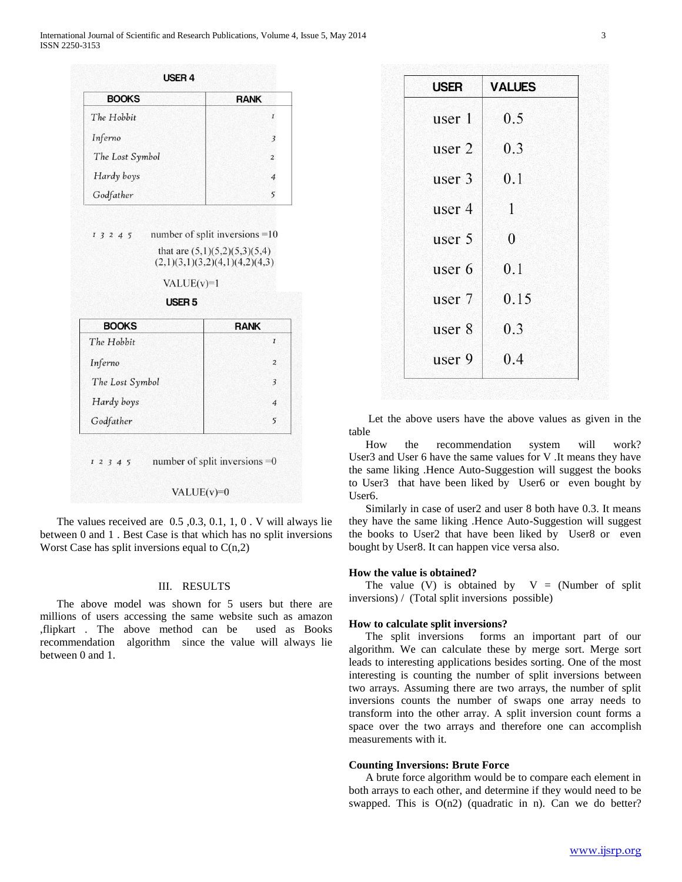**USER 4**

| BOOKS | RANK |
|---|---|
| *The Hobbit* | 1 |
| *Inferno* | 3 |
| *The Lost Symbol* | 2 |
| *Hardy boys* | 4 |
| *Godfather* | 5 |

1 3 2 4 5 number of split inversions =10

that are (5,1)(5,2)(5,3)(5,4)
(2,1)(3,1)(3,2)(4,1)(4,2)(4,3)

VALUE(v)=1

**USER 5**

| BOOKS | RANK |
|---|---|
| *The Hobbit* | 1 |
| *Inferno* | 2 |
| *The Lost Symbol* | 3 |
| *Hardy boys* | 4 |
| *Godfather* | 5 |

1 2 3 4 5 number of split inversions =0

VALUE(v)=0

The values received are 0.5 ,0.3, 0.1, 1, 0 . V will always lie between 0 and 1 . Best Case is that which has no split inversions Worst Case has split inversions equal to C(n,2)

## III. RESULTS

The above model was shown for 5 users but there are millions of users accessing the same website such as amazon ,flipkart . The above method can be used as Books recommendation algorithm since the value will always lie between 0 and 1.

| USER | VALUES |
|---|---|
| user 1 | 0.5 |
| user 2 | 0.3 |
| user 3 | 0.1 |
| user 4 | 1 |
| user 5 | 0 |
| user 6 | 0.1 |
| user 7 | 0.15 |
| user 8 | 0.3 |
| user 9 | 0.4 |

Let the above users have the above values as given in the table

How the recommendation system will work? User3 and User 6 have the same values for V .It means they have the same liking .Hence Auto-Suggestion will suggest the books to User3 that have been liked by User6 or even bought by User6.

Similarly in case of user2 and user 8 both have 0.3. It means they have the same liking .Hence Auto-Suggestion will suggest the books to User2 that have been liked by User8 or even bought by User8. It can happen vice versa also.

**How the value is obtained?**

The value (V) is obtained by V = (Number of split inversions) / (Total split inversions possible)

**How to calculate split inversions?**

The split inversions forms an important part of our algorithm. We can calculate these by merge sort. Merge sort leads to interesting applications besides sorting. One of the most interesting is counting the number of split inversions between two arrays. Assuming there are two arrays, the number of split inversions counts the number of swaps one array needs to transform into the other array. A split inversion count forms a space over the two arrays and therefore one can accomplish measurements with it.

**Counting Inversions: Brute Force**

A brute force algorithm would be to compare each element in both arrays to each other, and determine if they would need to be swapped. This is O(n2) (quadratic in n). Can we do better?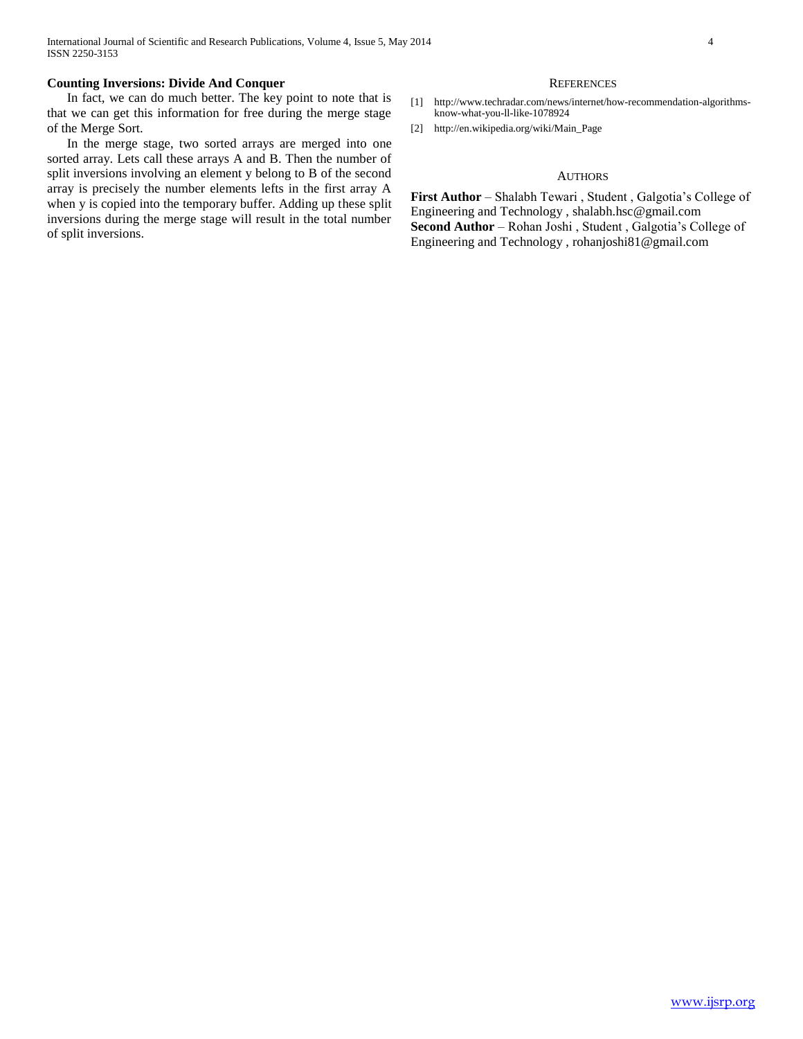### Counting Inversions: Divide And Conquer

In fact, we can do much better. The key point to note that is that we can get this information for free during the merge stage of the Merge Sort.

In the merge stage, two sorted arrays are merged into one sorted array. Lets call these arrays A and B. Then the number of split inversions involving an element y belong to B of the second array is precisely the number elements lefts in the first array A when y is copied into the temporary buffer. Adding up these split inversions during the merge stage will result in the total number of split inversions.

### References

[1] http://www.techradar.com/news/internet/how-recommendation-algorithms-know-what-you-ll-like-1078924

[2] http://en.wikipedia.org/wiki/Main_Page

### Authors

**First Author** – Shalabh Tewari , Student , Galgotia's College of Engineering and Technology , shalabh.hsc@gmail.com

**Second Author** – Rohan Joshi , Student , Galgotia's College of Engineering and Technology , rohanjoshi81@gmail.com